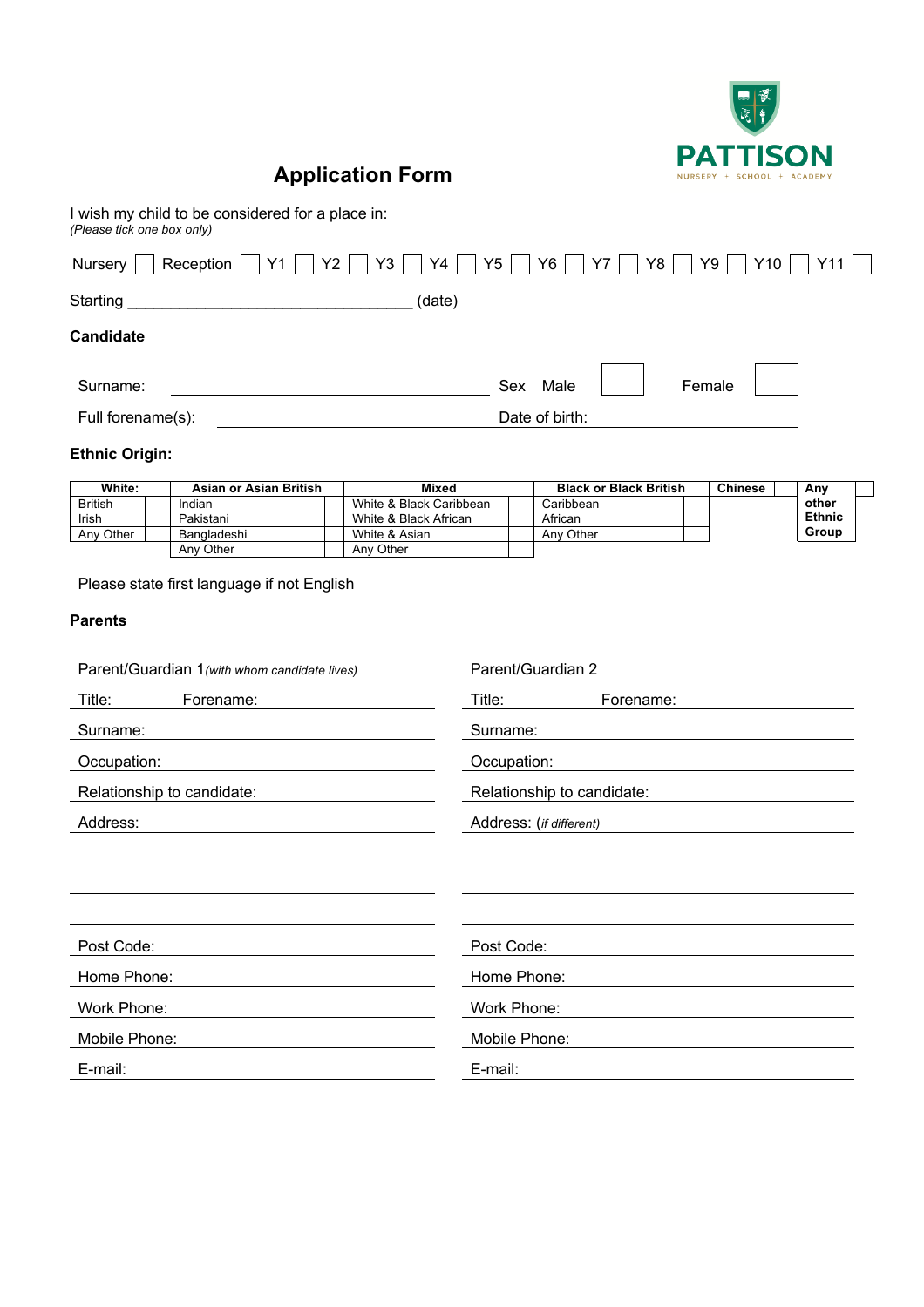PATTISON

NURSERY + SCHOOL + ACADEMY

# Application Form

I wish my child to be considered for a place in:
*(Please tick one box only)*

Nursery ☐ Reception ☐ Y1 ☐ Y2 ☐ Y3 ☐ Y4 ☐ Y5 ☐ Y6 ☐ Y7 ☐ Y8 ☐ Y9 ☐ Y10 ☐ Y11 ☐

Starting ________________________________ (date)

**Candidate**

Surname: ________________________________ Sex Male ☐ Female ☐

Full forename(s): ________________________________ Date of birth: ________________

**Ethnic Origin:**

| White: | | Asian or Asian British | | Mixed | | Black or Black British | | Chinese | | Any other Ethnic Group | |
|---|---|---|---|---|---|---|---|---|---|---|---|
| British | | Indian | | White & Black Caribbean | | Caribbean | | | | | |
| Irish | | Pakistani | | White & Black African | | African | | | | | |
| Any Other | | Bangladeshi | | White & Asian | | Any Other | | | | | |
| | | Any Other | | Any Other | | | | | | | |

Please state first language if not English ________________________________

**Parents**

Parent/Guardian 1 *(with whom candidate lives)*

Title: Forename:

Surname:

Occupation:

Relationship to candidate:

Address:

Post Code:

Home Phone:

Work Phone:

Mobile Phone:

E-mail:

Parent/Guardian 2

Title: Forename:

Surname:

Occupation:

Relationship to candidate:

Address: *(if different)*

Post Code:

Home Phone:

Work Phone:

Mobile Phone:

E-mail: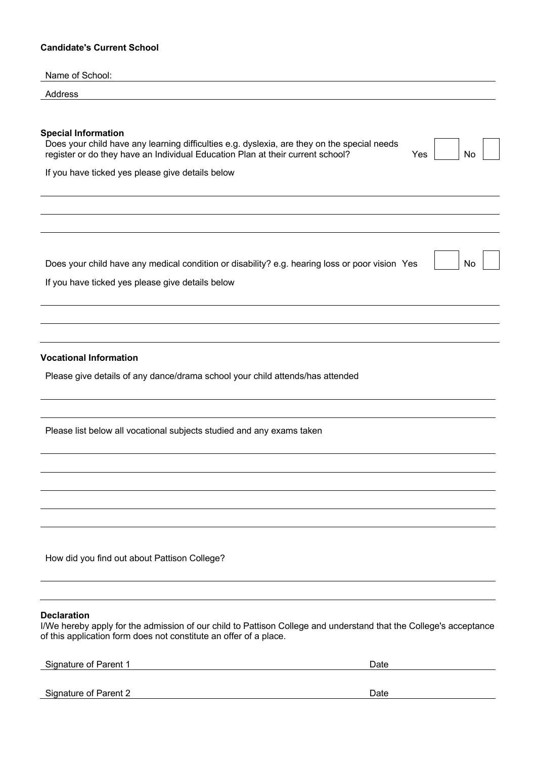**Candidate's Current School**

Name of School: \_\_\_\_\_\_\_\_\_\_\_\_\_\_\_\_\_\_\_\_\_\_\_\_\_\_\_\_\_\_

Address \_\_\_\_\_\_\_\_\_\_\_\_\_\_\_\_\_\_\_\_\_\_\_\_\_\_\_\_\_\_

**Special Information**

Does your child have any learning difficulties e.g. dyslexia, are they on the special needs register or do they have an Individual Education Plan at their current school? Yes ☐ No ☐

If you have ticked yes please give details below

\_\_\_\_\_\_\_\_\_\_\_\_\_\_\_\_\_\_\_\_\_\_\_\_\_\_\_\_\_\_

\_\_\_\_\_\_\_\_\_\_\_\_\_\_\_\_\_\_\_\_\_\_\_\_\_\_\_\_\_\_

\_\_\_\_\_\_\_\_\_\_\_\_\_\_\_\_\_\_\_\_\_\_\_\_\_\_\_\_\_\_

Does your child have any medical condition or disability? e.g. hearing loss or poor vision Yes ☐ No ☐

If you have ticked yes please give details below

\_\_\_\_\_\_\_\_\_\_\_\_\_\_\_\_\_\_\_\_\_\_\_\_\_\_\_\_\_\_

\_\_\_\_\_\_\_\_\_\_\_\_\_\_\_\_\_\_\_\_\_\_\_\_\_\_\_\_\_\_

\_\_\_\_\_\_\_\_\_\_\_\_\_\_\_\_\_\_\_\_\_\_\_\_\_\_\_\_\_\_

**Vocational Information**

Please give details of any dance/drama school your child attends/has attended

\_\_\_\_\_\_\_\_\_\_\_\_\_\_\_\_\_\_\_\_\_\_\_\_\_\_\_\_\_\_

\_\_\_\_\_\_\_\_\_\_\_\_\_\_\_\_\_\_\_\_\_\_\_\_\_\_\_\_\_\_

Please list below all vocational subjects studied and any exams taken

\_\_\_\_\_\_\_\_\_\_\_\_\_\_\_\_\_\_\_\_\_\_\_\_\_\_\_\_\_\_

\_\_\_\_\_\_\_\_\_\_\_\_\_\_\_\_\_\_\_\_\_\_\_\_\_\_\_\_\_\_

\_\_\_\_\_\_\_\_\_\_\_\_\_\_\_\_\_\_\_\_\_\_\_\_\_\_\_\_\_\_

\_\_\_\_\_\_\_\_\_\_\_\_\_\_\_\_\_\_\_\_\_\_\_\_\_\_\_\_\_\_

\_\_\_\_\_\_\_\_\_\_\_\_\_\_\_\_\_\_\_\_\_\_\_\_\_\_\_\_\_\_

How did you find out about Pattison College?

\_\_\_\_\_\_\_\_\_\_\_\_\_\_\_\_\_\_\_\_\_\_\_\_\_\_\_\_\_\_

\_\_\_\_\_\_\_\_\_\_\_\_\_\_\_\_\_\_\_\_\_\_\_\_\_\_\_\_\_\_

**Declaration**

I/We hereby apply for the admission of our child to Pattison College and understand that the College's acceptance of this application form does not constitute an offer of a place.

Signature of Parent 1 \_\_\_\_\_\_\_\_\_\_\_\_\_\_\_\_\_\_\_\_ Date \_\_\_\_\_\_\_\_\_\_

Signature of Parent 2 \_\_\_\_\_\_\_\_\_\_\_\_\_\_\_\_\_\_\_\_ Date \_\_\_\_\_\_\_\_\_\_